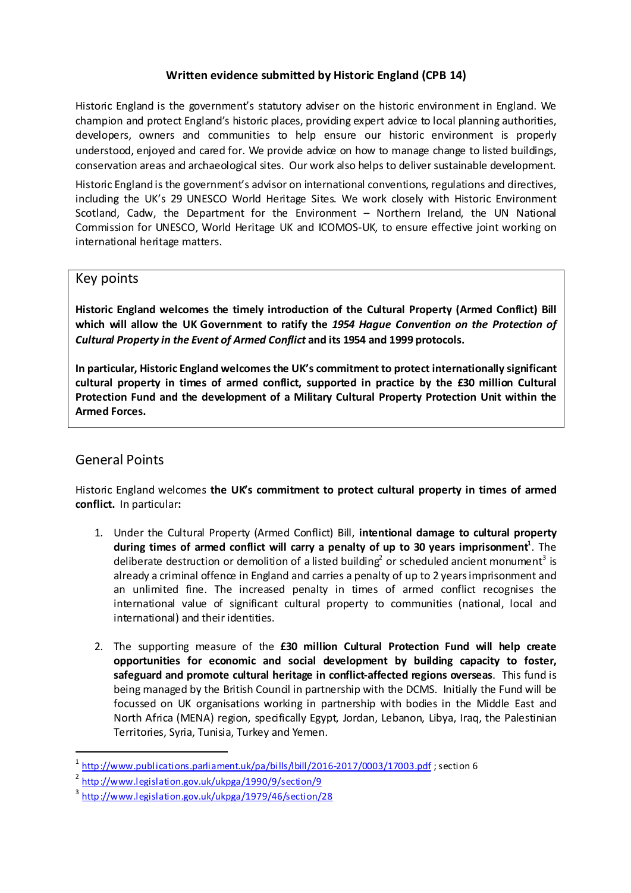**Written evidence submitted by Historic England (CPB 14)**

Historic England is the government's statutory adviser on the historic environment in England. We champion and protect England's historic places, providing expert advice to local planning authorities, developers, owners and communities to help ensure our historic environment is properly understood, enjoyed and cared for. We provide advice on how to manage change to listed buildings, conservation areas and archaeological sites. Our work also helps to deliver sustainable development.

Historic England is the government's advisor on international conventions, regulations and directives, including the UK's 29 UNESCO World Heritage Sites. We work closely with Historic Environment Scotland, Cadw, the Department for the Environment – Northern Ireland, the UN National Commission for UNESCO, World Heritage UK and ICOMOS-UK, to ensure effective joint working on international heritage matters.

## Key points

**Historic England welcomes the timely introduction of the Cultural Property (Armed Conflict) Bill which will allow the UK Government to ratify the *1954 Hague Convention on the Protection of Cultural Property in the Event of Armed Conflict* and its 1954 and 1999 protocols.**

**In particular, Historic England welcomes the UK's commitment to protect internationally significant cultural property in times of armed conflict, supported in practice by the £30 million Cultural Protection Fund and the development of a Military Cultural Property Protection Unit within the Armed Forces.**

## General Points

Historic England welcomes **the UK's commitment to protect cultural property in times of armed conflict.** In particular**:**

1. Under the Cultural Property (Armed Conflict) Bill, **intentional damage to cultural property during times of armed conflict will carry a penalty of up to 30 years imprisonment**[1]. The deliberate destruction or demolition of a listed building[2] or scheduled ancient monument[3] is already a criminal offence in England and carries a penalty of up to 2 years imprisonment and an unlimited fine. The increased penalty in times of armed conflict recognises the international value of significant cultural property to communities (national, local and international) and their identities.

2. The supporting measure of the **£30 million Cultural Protection Fund will help create opportunities for economic and social development by building capacity to foster, safeguard and promote cultural heritage in conflict-affected regions overseas**. This fund is being managed by the British Council in partnership with the DCMS. Initially the Fund will be focussed on UK organisations working in partnership with bodies in the Middle East and North Africa (MENA) region, specifically Egypt, Jordan, Lebanon, Libya, Iraq, the Palestinian Territories, Syria, Tunisia, Turkey and Yemen.

---

[1] http://www.publications.parliament.uk/pa/bills/lbill/2016-2017/0003/17003.pdf ; section 6

[2] http://www.legislation.gov.uk/ukpga/1990/9/section/9

[3] http://www.legislation.gov.uk/ukpga/1979/46/section/28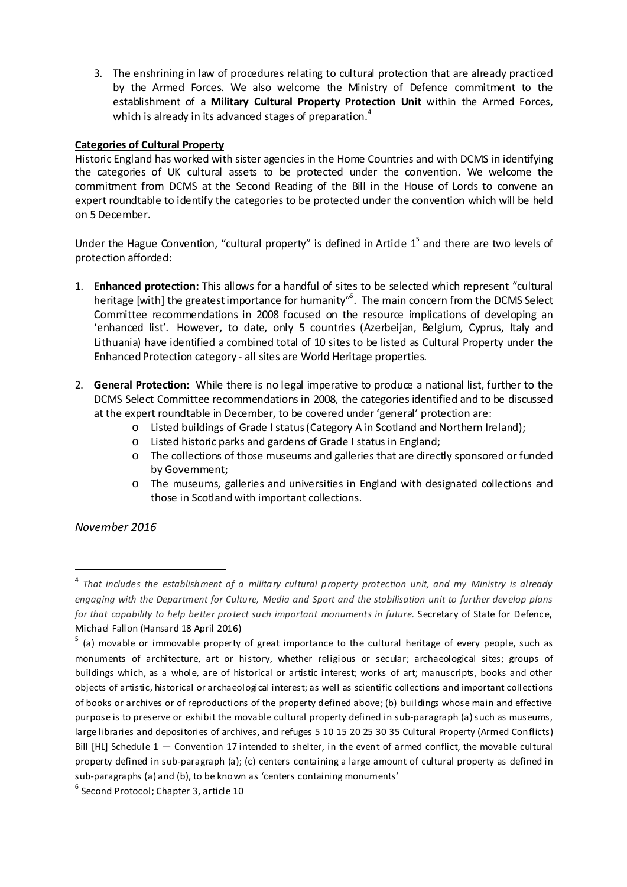3. The enshrining in law of procedures relating to cultural protection that are already practiced by the Armed Forces. We also welcome the Ministry of Defence commitment to the establishment of a **Military Cultural Property Protection Unit** within the Armed Forces, which is already in its advanced stages of preparation.[4]

**Categories of Cultural Property**

Historic England has worked with sister agencies in the Home Countries and with DCMS in identifying the categories of UK cultural assets to be protected under the convention. We welcome the commitment from DCMS at the Second Reading of the Bill in the House of Lords to convene an expert roundtable to identify the categories to be protected under the convention which will be held on 5 December.

Under the Hague Convention, "cultural property" is defined in Article 1[5] and there are two levels of protection afforded:

1. **Enhanced protection:** This allows for a handful of sites to be selected which represent "cultural heritage [with] the greatest importance for humanity"[6]. The main concern from the DCMS Select Committee recommendations in 2008 focused on the resource implications of developing an 'enhanced list'. However, to date, only 5 countries (Azerbeijan, Belgium, Cyprus, Italy and Lithuania) have identified a combined total of 10 sites to be listed as Cultural Property under the Enhanced Protection category - all sites are World Heritage properties.

2. **General Protection:** While there is no legal imperative to produce a national list, further to the DCMS Select Committee recommendations in 2008, the categories identified and to be discussed at the expert roundtable in December, to be covered under 'general' protection are:
   - Listed buildings of Grade I status (Category A in Scotland and Northern Ireland);
   - Listed historic parks and gardens of Grade I status in England;
   - The collections of those museums and galleries that are directly sponsored or funded by Government;
   - The museums, galleries and universities in England with designated collections and those in Scotland with important collections.

*November 2016*

---

[4] *That includes the establishment of a military cultural property protection unit, and my Ministry is already engaging with the Department for Culture, Media and Sport and the stabilisation unit to further develop plans for that capability to help better protect such important monuments in future.* Secretary of State for Defence, Michael Fallon (Hansard 18 April 2016)

[5] (a) movable or immovable property of great importance to the cultural heritage of every people, such as monuments of architecture, art or history, whether religious or secular; archaeological sites; groups of buildings which, as a whole, are of historical or artistic interest; works of art; manuscripts, books and other objects of artistic, historical or archaeological interest; as well as scientific collections and important collections of books or archives or of reproductions of the property defined above; (b) buildings whose main and effective purpose is to preserve or exhibit the movable cultural property defined in sub-paragraph (a) such as museums, large libraries and depositories of archives, and refuges 5 10 15 20 25 30 35 Cultural Property (Armed Conflicts) Bill [HL] Schedule 1 — Convention 17 intended to shelter, in the event of armed conflict, the movable cultural property defined in sub-paragraph (a); (c) centers containing a large amount of cultural property as defined in sub-paragraphs (a) and (b), to be known as 'centers containing monuments'

[6] Second Protocol; Chapter 3, article 10